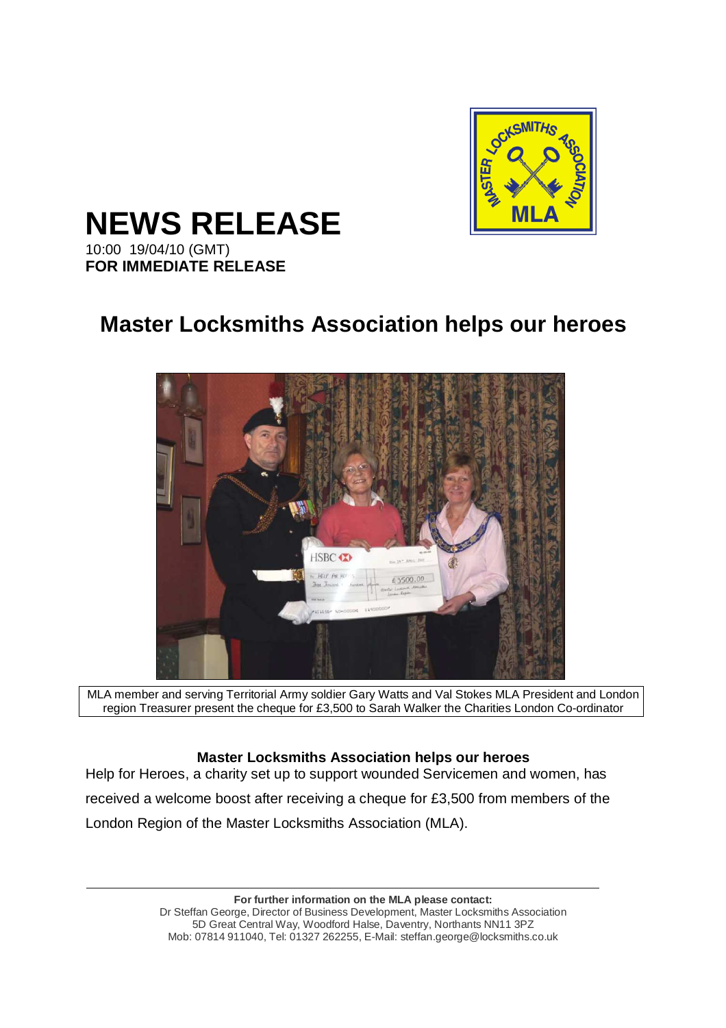# NEWS RELEASE

10:00 19/04/10 (GMT)
**FOR IMMEDIATE RELEASE**

## Master Locksmiths Association helps our heroes

MLA member and serving Territorial Army soldier Gary Watts and Val Stokes MLA President and London region Treasurer present the cheque for £3,500 to Sarah Walker the Charities London Co-ordinator

**Master Locksmiths Association helps our heroes**

Help for Heroes, a charity set up to support wounded Servicemen and women, has received a welcome boost after receiving a cheque for £3,500 from members of the London Region of the Master Locksmiths Association (MLA).

---

**For further information on the MLA please contact:**
Dr Steffan George, Director of Business Development, Master Locksmiths Association
5D Great Central Way, Woodford Halse, Daventry, Northants NN11 3PZ
Mob: 07814 911040, Tel: 01327 262255, E-Mail: steffan.george@locksmiths.co.uk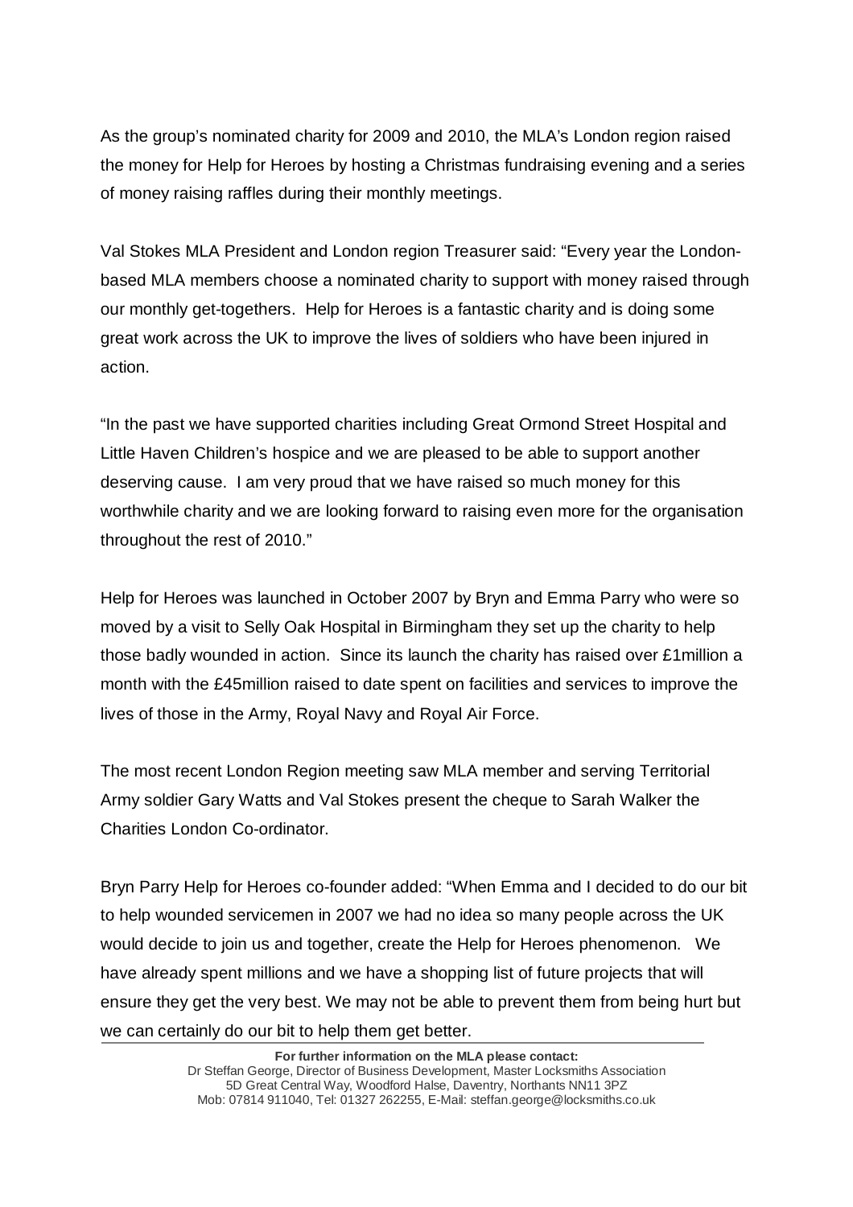As the group's nominated charity for 2009 and 2010, the MLA's London region raised the money for Help for Heroes by hosting a Christmas fundraising evening and a series of money raising raffles during their monthly meetings.

Val Stokes MLA President and London region Treasurer said: "Every year the London-based MLA members choose a nominated charity to support with money raised through our monthly get-togethers. Help for Heroes is a fantastic charity and is doing some great work across the UK to improve the lives of soldiers who have been injured in action.

"In the past we have supported charities including Great Ormond Street Hospital and Little Haven Children's hospice and we are pleased to be able to support another deserving cause. I am very proud that we have raised so much money for this worthwhile charity and we are looking forward to raising even more for the organisation throughout the rest of 2010."

Help for Heroes was launched in October 2007 by Bryn and Emma Parry who were so moved by a visit to Selly Oak Hospital in Birmingham they set up the charity to help those badly wounded in action. Since its launch the charity has raised over £1million a month with the £45million raised to date spent on facilities and services to improve the lives of those in the Army, Royal Navy and Royal Air Force.

The most recent London Region meeting saw MLA member and serving Territorial Army soldier Gary Watts and Val Stokes present the cheque to Sarah Walker the Charities London Co-ordinator.

Bryn Parry Help for Heroes co-founder added: "When Emma and I decided to do our bit to help wounded servicemen in 2007 we had no idea so many people across the UK would decide to join us and together, create the Help for Heroes phenomenon. We have already spent millions and we have a shopping list of future projects that will ensure they get the very best. We may not be able to prevent them from being hurt but we can certainly do our bit to help them get better.

**For further information on the MLA please contact:**
Dr Steffan George, Director of Business Development, Master Locksmiths Association
5D Great Central Way, Woodford Halse, Daventry, Northants NN11 3PZ
Mob: 07814 911040, Tel: 01327 262255, E-Mail: steffan.george@locksmiths.co.uk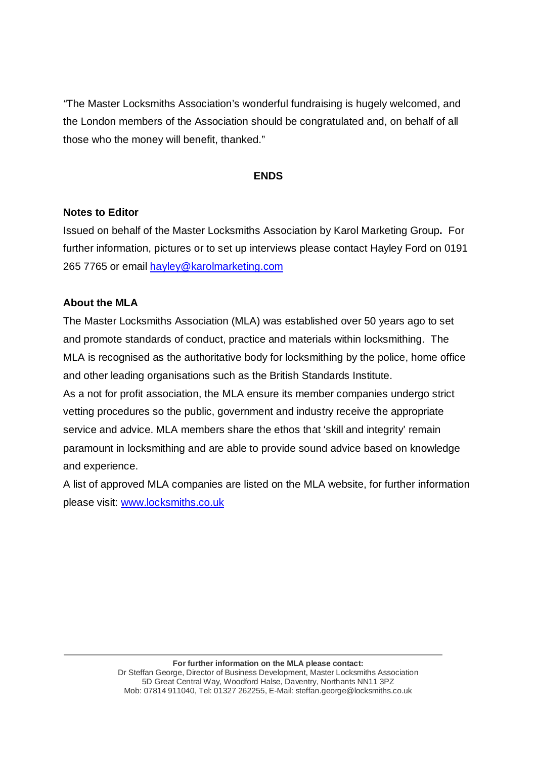"The Master Locksmiths Association's wonderful fundraising is hugely welcomed, and the London members of the Association should be congratulated and, on behalf of all those who the money will benefit, thanked."

**ENDS**

**Notes to Editor**

Issued on behalf of the Master Locksmiths Association by Karol Marketing Group**.** For further information, pictures or to set up interviews please contact Hayley Ford on 0191 265 7765 or email [hayley@karolmarketing.com](mailto:hayley@karolmarketing.com)

**About the MLA**

The Master Locksmiths Association (MLA) was established over 50 years ago to set and promote standards of conduct, practice and materials within locksmithing. The MLA is recognised as the authoritative body for locksmithing by the police, home office and other leading organisations such as the British Standards Institute.

As a not for profit association, the MLA ensure its member companies undergo strict vetting procedures so the public, government and industry receive the appropriate service and advice. MLA members share the ethos that 'skill and integrity' remain paramount in locksmithing and are able to provide sound advice based on knowledge and experience.

A list of approved MLA companies are listed on the MLA website, for further information please visit: [www.locksmiths.co.uk](http://www.locksmiths.co.uk)

**For further information on the MLA please contact:**
Dr Steffan George, Director of Business Development, Master Locksmiths Association
5D Great Central Way, Woodford Halse, Daventry, Northants NN11 3PZ
Mob: 07814 911040, Tel: 01327 262255, E-Mail: steffan.george@locksmiths.co.uk